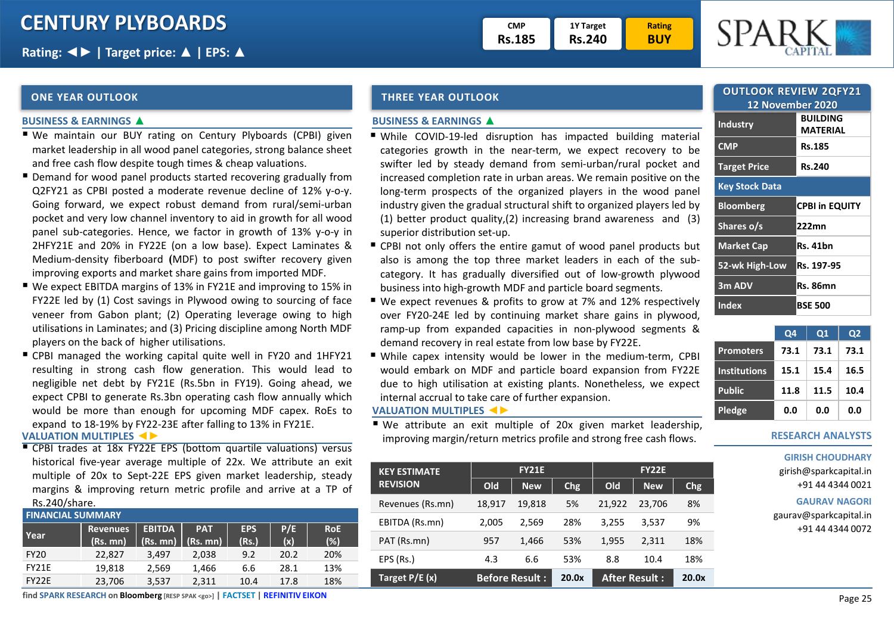# CENTURY PLYBOARDS

Rating: ◄► | Target price: ▲ | EPS: ▲

| CMP | 1Y Target | Rating |
|---|---|---|
| Rs.185 | Rs.240 | BUY |

## ONE YEAR OUTLOOK

### BUSINESS & EARNINGS ▲

- We maintain our BUY rating on Century Plyboards (CPBI) given market leadership in all wood panel categories, strong balance sheet and free cash flow despite tough times & cheap valuations.
- Demand for wood panel products started recovering gradually from Q2FY21 as CPBI posted a moderate revenue decline of 12% y-o-y. Going forward, we expect robust demand from rural/semi-urban pocket and very low channel inventory to aid in growth for all wood panel sub-categories. Hence, we factor in growth of 13% y-o-y in 2HFY21E and 20% in FY22E (on a low base). Expect Laminates & Medium-density fiberboard **(**MDF) to post swifter recovery given improving exports and market share gains from imported MDF.
- We expect EBITDA margins of 13% in FY21E and improving to 15% in FY22E led by (1) Cost savings in Plywood owing to sourcing of face veneer from Gabon plant; (2) Operating leverage owing to high utilisations in Laminates; and (3) Pricing discipline among North MDF players on the back of higher utilisations.
- CPBI managed the working capital quite well in FY20 and 1HFY21 resulting in strong cash flow generation. This would lead to negligible net debt by FY21E (Rs.5bn in FY19). Going ahead, we expect CPBI to generate Rs.3bn operating cash flow annually which would be more than enough for upcoming MDF capex. RoEs to expand to 18-19% by FY22-23E after falling to 13% in FY21E.

### VALUATION MULTIPLES ◄►

- CPBI trades at 18x FY22E EPS (bottom quartile valuations) versus historical five-year average multiple of 22x. We attribute an exit multiple of 20x to Sept-22E EPS given market leadership, steady margins & improving return metric profile and arrive at a TP of Rs.240/share.

### FINANCIAL SUMMARY

| Year | Revenues (Rs. mn) | EBITDA (Rs. mn) | PAT (Rs. mn) | EPS (Rs.) | P/E (x) | RoE (%) |
|---|---|---|---|---|---|---|
| FY20 | 22,827 | 3,497 | 2,038 | 9.2 | 20.2 | 20% |
| FY21E | 19,818 | 2,569 | 1,466 | 6.6 | 28.1 | 13% |
| FY22E | 23,706 | 3,537 | 2,311 | 10.4 | 17.8 | 18% |

## THREE YEAR OUTLOOK

### BUSINESS & EARNINGS ▲

- While COVID-19-led disruption has impacted building material categories growth in the near-term, we expect recovery to be swifter led by steady demand from semi-urban/rural pocket and increased completion rate in urban areas. We remain positive on the long-term prospects of the organized players in the wood panel industry given the gradual structural shift to organized players led by (1) better product quality,(2) increasing brand awareness and (3) superior distribution set-up.
- CPBI not only offers the entire gamut of wood panel products but also is among the top three market leaders in each of the sub-category. It has gradually diversified out of low-growth plywood business into high-growth MDF and particle board segments.
- We expect revenues & profits to grow at 7% and 12% respectively over FY20-24E led by continuing market share gains in plywood, ramp-up from expanded capacities in non-plywood segments & demand recovery in real estate from low base by FY22E.
- While capex intensity would be lower in the medium-term, CPBI would embark on MDF and particle board expansion from FY22E due to high utilisation at existing plants. Nonetheless, we expect internal accrual to take care of further expansion.

### VALUATION MULTIPLES ◄►

- We attribute an exit multiple of 20x given market leadership, improving margin/return metrics profile and strong free cash flows.

| KEY ESTIMATE REVISION | FY21E | | | FY22E | | |
|---|---|---|---|---|---|---|
| | Old | New | Chg | Old | New | Chg |
| Revenues (Rs.mn) | 18,917 | 19,818 | 5% | 21,922 | 23,706 | 8% |
| EBITDA (Rs.mn) | 2,005 | 2,569 | 28% | 3,255 | 3,537 | 9% |
| PAT (Rs.mn) | 957 | 1,466 | 53% | 1,955 | 2,311 | 18% |
| EPS (Rs.) | 4.3 | 6.6 | 53% | 8.8 | 10.4 | 18% |
| Target P/E (x) | Before Result : | | 20.0x | After Result : | | 20.0x |

## OUTLOOK REVIEW 2QFY21

12 November 2020

| | |
|---|---|
| Industry | BUILDING MATERIAL |
| CMP | Rs.185 |
| Target Price | Rs.240 |
| **Key Stock Data** | |
| Bloomberg | CPBI in EQUITY |
| Shares o/s | 222mn |
| Market Cap | Rs. 41bn |
| 52-wk High-Low | Rs. 197-95 |
| 3m ADV | Rs. 86mn |
| Index | BSE 500 |

| | Q4 | Q1 | Q2 |
|---|---|---|---|
| Promoters | 73.1 | 73.1 | 73.1 |
| Institutions | 15.1 | 15.4 | 16.5 |
| Public | 11.8 | 11.5 | 10.4 |
| Pledge | 0.0 | 0.0 | 0.0 |

### RESEARCH ANALYSTS

**GIRISH CHOUDHARY**
girish@sparkcapital.in
+91 44 4344 0021

**GAURAV NAGORI**
gaurav@sparkcapital.in
+91 44 4344 0072

find SPARK RESEARCH on Bloomberg [RESP SPAK <go>] | FACTSET | REFINITIV EIKON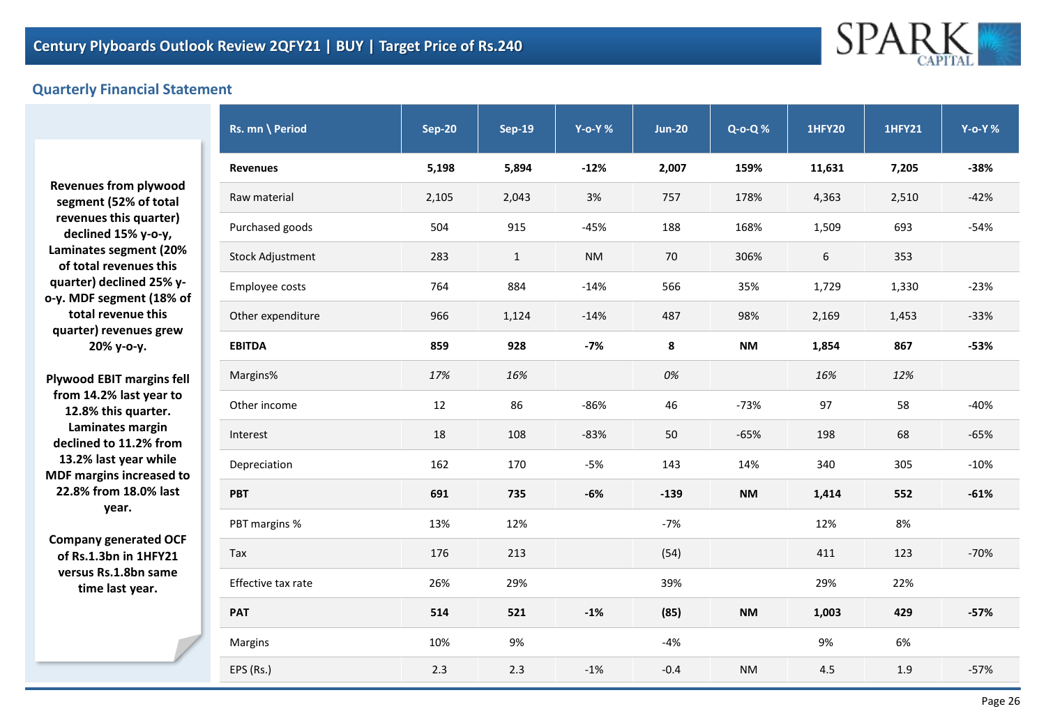# Century Plyboards Outlook Review 2QFY21 | BUY | Target Price of Rs.240

## Quarterly Financial Statement

**Revenues from plywood segment (52% of total revenues this quarter) declined 15% y-o-y, Laminates segment (20% of total revenues this quarter) declined 25% y-o-y. MDF segment (18% of total revenue this quarter) revenues grew 20% y-o-y.**

**Plywood EBIT margins fell from 14.2% last year to 12.8% this quarter. Laminates margin declined to 11.2% from 13.2% last year while MDF margins increased to 22.8% from 18.0% last year.**

**Company generated OCF of Rs.1.3bn in 1HFY21 versus Rs.1.8bn same time last year.**

| Rs. mn \ Period | Sep-20 | Sep-19 | Y-o-Y % | Jun-20 | Q-o-Q % | 1HFY20 | 1HFY21 | Y-o-Y % |
|---|---|---|---|---|---|---|---|---|
| **Revenues** | **5,198** | **5,894** | **-12%** | **2,007** | **159%** | **11,631** | **7,205** | **-38%** |
| Raw material | 2,105 | 2,043 | 3% | 757 | 178% | 4,363 | 2,510 | -42% |
| Purchased goods | 504 | 915 | -45% | 188 | 168% | 1,509 | 693 | -54% |
| Stock Adjustment | 283 | 1 | NM | 70 | 306% | 6 | 353 | |
| Employee costs | 764 | 884 | -14% | 566 | 35% | 1,729 | 1,330 | -23% |
| Other expenditure | 966 | 1,124 | -14% | 487 | 98% | 2,169 | 1,453 | -33% |
| **EBITDA** | **859** | **928** | **-7%** | **8** | **NM** | **1,854** | **867** | **-53%** |
| *Margins%* | *17%* | *16%* | | *0%* | | *16%* | *12%* | |
| Other income | 12 | 86 | -86% | 46 | -73% | 97 | 58 | -40% |
| Interest | 18 | 108 | -83% | 50 | -65% | 198 | 68 | -65% |
| Depreciation | 162 | 170 | -5% | 143 | 14% | 340 | 305 | -10% |
| **PBT** | **691** | **735** | **-6%** | **-139** | **NM** | **1,414** | **552** | **-61%** |
| PBT margins % | 13% | 12% | | -7% | | 12% | 8% | |
| Tax | 176 | 213 | | (54) | | 411 | 123 | -70% |
| Effective tax rate | 26% | 29% | | 39% | | 29% | 22% | |
| **PAT** | **514** | **521** | **-1%** | **(85)** | **NM** | **1,003** | **429** | **-57%** |
| Margins | 10% | 9% | | -4% | | 9% | 6% | |
| EPS (Rs.) | 2.3 | 2.3 | -1% | -0.4 | NM | 4.5 | 1.9 | -57% |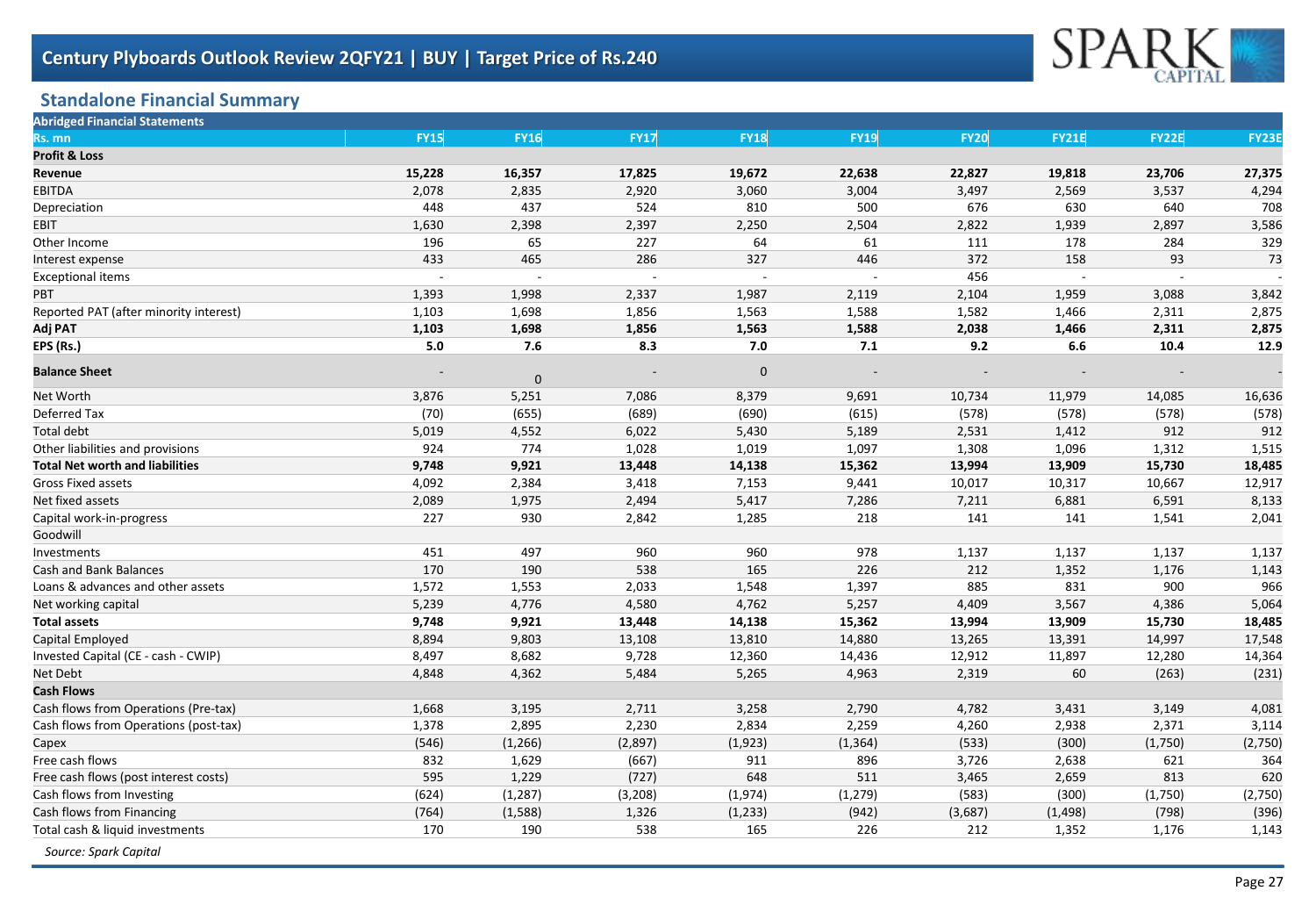# Century Plyboards Outlook Review 2QFY21 | BUY | Target Price of Rs.240

## Standalone Financial Summary

| Abridged Financial Statements | | | | | | | | | |
|---|---|---|---|---|---|---|---|---|---|
| Rs. mn | FY15 | FY16 | FY17 | FY18 | FY19 | FY20 | FY21E | FY22E | FY23E |
| **Profit & Loss** | | | | | | | | | |
| **Revenue** | **15,228** | **16,357** | **17,825** | **19,672** | **22,638** | **22,827** | **19,818** | **23,706** | **27,375** |
| EBITDA | 2,078 | 2,835 | 2,920 | 3,060 | 3,004 | 3,497 | 2,569 | 3,537 | 4,294 |
| Depreciation | 448 | 437 | 524 | 810 | 500 | 676 | 630 | 640 | 708 |
| EBIT | 1,630 | 2,398 | 2,397 | 2,250 | 2,504 | 2,822 | 1,939 | 2,897 | 3,586 |
| Other Income | 196 | 65 | 227 | 64 | 61 | 111 | 178 | 284 | 329 |
| Interest expense | 433 | 465 | 286 | 327 | 446 | 372 | 158 | 93 | 73 |
| Exceptional items | - | - | - | - | - | 456 | - | - | - |
| PBT | 1,393 | 1,998 | 2,337 | 1,987 | 2,119 | 2,104 | 1,959 | 3,088 | 3,842 |
| Reported PAT (after minority interest) | 1,103 | 1,698 | 1,856 | 1,563 | 1,588 | 1,582 | 1,466 | 2,311 | 2,875 |
| **Adj PAT** | **1,103** | **1,698** | **1,856** | **1,563** | **1,588** | **2,038** | **1,466** | **2,311** | **2,875** |
| **EPS (Rs.)** | **5.0** | **7.6** | **8.3** | **7.0** | **7.1** | **9.2** | **6.6** | **10.4** | **12.9** |
| **Balance Sheet** | - | 0 | - | 0 | - | - | - | - | - |
| Net Worth | 3,876 | 5,251 | 7,086 | 8,379 | 9,691 | 10,734 | 11,979 | 14,085 | 16,636 |
| Deferred Tax | (70) | (655) | (689) | (690) | (615) | (578) | (578) | (578) | (578) |
| Total debt | 5,019 | 4,552 | 6,022 | 5,430 | 5,189 | 2,531 | 1,412 | 912 | 912 |
| Other liabilities and provisions | 924 | 774 | 1,028 | 1,019 | 1,097 | 1,308 | 1,096 | 1,312 | 1,515 |
| **Total Net worth and liabilities** | **9,748** | **9,921** | **13,448** | **14,138** | **15,362** | **13,994** | **13,909** | **15,730** | **18,485** |
| Gross Fixed assets | 4,092 | 2,384 | 3,418 | 7,153 | 9,441 | 10,017 | 10,317 | 10,667 | 12,917 |
| Net fixed assets | 2,089 | 1,975 | 2,494 | 5,417 | 7,286 | 7,211 | 6,881 | 6,591 | 8,133 |
| Capital work-in-progress | 227 | 930 | 2,842 | 1,285 | 218 | 141 | 141 | 1,541 | 2,041 |
| Goodwill | | | | | | | | | |
| Investments | 451 | 497 | 960 | 960 | 978 | 1,137 | 1,137 | 1,137 | 1,137 |
| Cash and Bank Balances | 170 | 190 | 538 | 165 | 226 | 212 | 1,352 | 1,176 | 1,143 |
| Loans & advances and other assets | 1,572 | 1,553 | 2,033 | 1,548 | 1,397 | 885 | 831 | 900 | 966 |
| Net working capital | 5,239 | 4,776 | 4,580 | 4,762 | 5,257 | 4,409 | 3,567 | 4,386 | 5,064 |
| **Total assets** | **9,748** | **9,921** | **13,448** | **14,138** | **15,362** | **13,994** | **13,909** | **15,730** | **18,485** |
| Capital Employed | 8,894 | 9,803 | 13,108 | 13,810 | 14,880 | 13,265 | 13,391 | 14,997 | 17,548 |
| Invested Capital (CE - cash - CWIP) | 8,497 | 8,682 | 9,728 | 12,360 | 14,436 | 12,912 | 11,897 | 12,280 | 14,364 |
| Net Debt | 4,848 | 4,362 | 5,484 | 5,265 | 4,963 | 2,319 | 60 | (263) | (231) |
| **Cash Flows** | | | | | | | | | |
| Cash flows from Operations (Pre-tax) | 1,668 | 3,195 | 2,711 | 3,258 | 2,790 | 4,782 | 3,431 | 3,149 | 4,081 |
| Cash flows from Operations (post-tax) | 1,378 | 2,895 | 2,230 | 2,834 | 2,259 | 4,260 | 2,938 | 2,371 | 3,114 |
| Capex | (546) | (1,266) | (2,897) | (1,923) | (1,364) | (533) | (300) | (1,750) | (2,750) |
| Free cash flows | 832 | 1,629 | (667) | 911 | 896 | 3,726 | 2,638 | 621 | 364 |
| Free cash flows (post interest costs) | 595 | 1,229 | (727) | 648 | 511 | 3,465 | 2,659 | 813 | 620 |
| Cash flows from Investing | (624) | (1,287) | (3,208) | (1,974) | (1,279) | (583) | (300) | (1,750) | (2,750) |
| Cash flows from Financing | (764) | (1,588) | 1,326 | (1,233) | (942) | (3,687) | (1,498) | (798) | (396) |
| Total cash & liquid investments | 170 | 190 | 538 | 165 | 226 | 212 | 1,352 | 1,176 | 1,143 |

*Source: Spark Capital*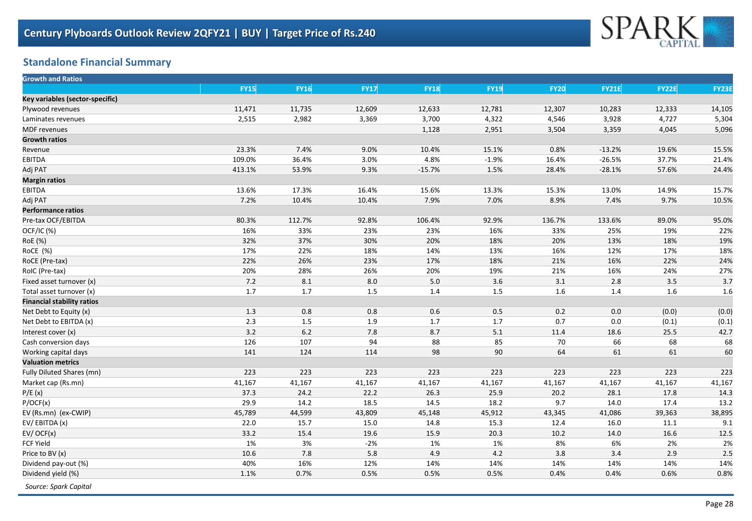# Century Plyboards Outlook Review 2QFY21 | BUY | Target Price of Rs.240

## Standalone Financial Summary

| Growth and Ratios | | | | | | | | | |
|---|---|---|---|---|---|---|---|---|---|
| | FY15 | FY16 | FY17 | FY18 | FY19 | FY20 | FY21E | FY22E | FY23E |
| **Key variables (sector-specific)** | | | | | | | | | |
| Plywood revenues | 11,471 | 11,735 | 12,609 | 12,633 | 12,781 | 12,307 | 10,283 | 12,333 | 14,105 |
| Laminates revenues | 2,515 | 2,982 | 3,369 | 3,700 | 4,322 | 4,546 | 3,928 | 4,727 | 5,304 |
| MDF revenues | | | | 1,128 | 2,951 | 3,504 | 3,359 | 4,045 | 5,096 |
| **Growth ratios** | | | | | | | | | |
| Revenue | 23.3% | 7.4% | 9.0% | 10.4% | 15.1% | 0.8% | -13.2% | 19.6% | 15.5% |
| EBITDA | 109.0% | 36.4% | 3.0% | 4.8% | -1.9% | 16.4% | -26.5% | 37.7% | 21.4% |
| Adj PAT | 413.1% | 53.9% | 9.3% | -15.7% | 1.5% | 28.4% | -28.1% | 57.6% | 24.4% |
| **Margin ratios** | | | | | | | | | |
| EBITDA | 13.6% | 17.3% | 16.4% | 15.6% | 13.3% | 15.3% | 13.0% | 14.9% | 15.7% |
| Adj PAT | 7.2% | 10.4% | 10.4% | 7.9% | 7.0% | 8.9% | 7.4% | 9.7% | 10.5% |
| **Performance ratios** | | | | | | | | | |
| Pre-tax OCF/EBITDA | 80.3% | 112.7% | 92.8% | 106.4% | 92.9% | 136.7% | 133.6% | 89.0% | 95.0% |
| OCF/IC (%) | 16% | 33% | 23% | 23% | 16% | 33% | 25% | 19% | 22% |
| RoE (%) | 32% | 37% | 30% | 20% | 18% | 20% | 13% | 18% | 19% |
| RoCE (%) | 17% | 22% | 18% | 14% | 13% | 16% | 12% | 17% | 18% |
| RoCE (Pre-tax) | 22% | 26% | 23% | 17% | 18% | 21% | 16% | 22% | 24% |
| RoIC (Pre-tax) | 20% | 28% | 26% | 20% | 19% | 21% | 16% | 24% | 27% |
| Fixed asset turnover (x) | 7.2 | 8.1 | 8.0 | 5.0 | 3.6 | 3.1 | 2.8 | 3.5 | 3.7 |
| Total asset turnover (x) | 1.7 | 1.7 | 1.5 | 1.4 | 1.5 | 1.6 | 1.4 | 1.6 | 1.6 |
| **Financial stability ratios** | | | | | | | | | |
| Net Debt to Equity (x) | 1.3 | 0.8 | 0.8 | 0.6 | 0.5 | 0.2 | 0.0 | (0.0) | (0.0) |
| Net Debt to EBITDA (x) | 2.3 | 1.5 | 1.9 | 1.7 | 1.7 | 0.7 | 0.0 | (0.1) | (0.1) |
| Interest cover (x) | 3.2 | 6.2 | 7.8 | 8.7 | 5.1 | 11.4 | 18.6 | 25.5 | 42.7 |
| Cash conversion days | 126 | 107 | 94 | 88 | 85 | 70 | 66 | 68 | 68 |
| Working capital days | 141 | 124 | 114 | 98 | 90 | 64 | 61 | 61 | 60 |
| **Valuation metrics** | | | | | | | | | |
| Fully Diluted Shares (mn) | 223 | 223 | 223 | 223 | 223 | 223 | 223 | 223 | 223 |
| Market cap (Rs.mn) | 41,167 | 41,167 | 41,167 | 41,167 | 41,167 | 41,167 | 41,167 | 41,167 | 41,167 |
| P/E (x) | 37.3 | 24.2 | 22.2 | 26.3 | 25.9 | 20.2 | 28.1 | 17.8 | 14.3 |
| P/OCF(x) | 29.9 | 14.2 | 18.5 | 14.5 | 18.2 | 9.7 | 14.0 | 17.4 | 13.2 |
| EV (Rs.mn) (ex-CWIP) | 45,789 | 44,599 | 43,809 | 45,148 | 45,912 | 43,345 | 41,086 | 39,363 | 38,895 |
| EV/ EBITDA (x) | 22.0 | 15.7 | 15.0 | 14.8 | 15.3 | 12.4 | 16.0 | 11.1 | 9.1 |
| EV/ OCF(x) | 33.2 | 15.4 | 19.6 | 15.9 | 20.3 | 10.2 | 14.0 | 16.6 | 12.5 |
| FCF Yield | 1% | 3% | -2% | 1% | 1% | 8% | 6% | 2% | 2% |
| Price to BV (x) | 10.6 | 7.8 | 5.8 | 4.9 | 4.2 | 3.8 | 3.4 | 2.9 | 2.5 |
| Dividend pay-out (%) | 40% | 16% | 12% | 14% | 14% | 14% | 14% | 14% | 14% |
| Dividend yield (%) | 1.1% | 0.7% | 0.5% | 0.5% | 0.5% | 0.4% | 0.4% | 0.6% | 0.8% |

*Source: Spark Capital*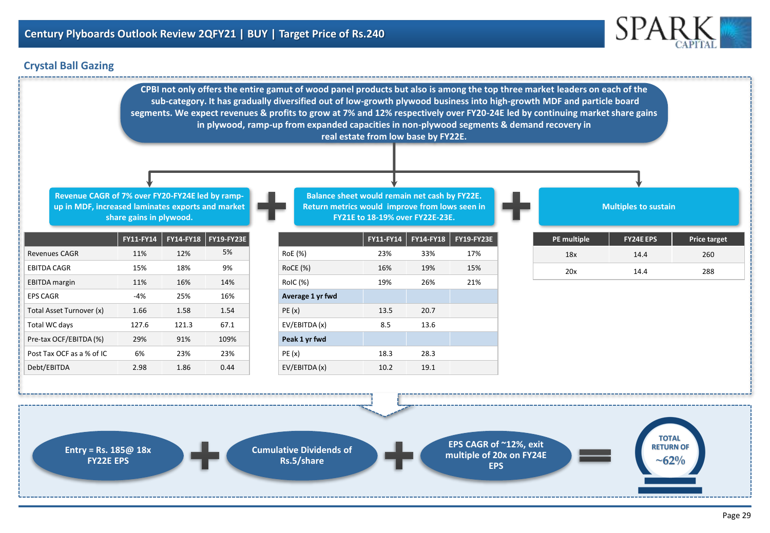# Century Plyboards Outlook Review 2QFY21 | BUY | Target Price of Rs.240

## Crystal Ball Gazing

**CPBI not only offers the entire gamut of wood panel products but also is among the top three market leaders on each of the sub-category. It has gradually diversified out of low-growth plywood business into high-growth MDF and particle board segments. We expect revenues & profits to grow at 7% and 12% respectively over FY20-24E led by continuing market share gains in plywood, ramp-up from expanded capacities in non-plywood segments & demand recovery in real estate from low base by FY22E.**

**Revenue CAGR of 7% over FY20-FY24E led by ramp-up in MDF, increased laminates exports and market share gains in plywood.**

| | FY11-FY14 | FY14-FY18 | FY19-FY23E |
|---|---|---|---|
| Revenues CAGR | 11% | 12% | 5% |
| EBITDA CAGR | 15% | 18% | 9% |
| EBITDA margin | 11% | 16% | 14% |
| EPS CAGR | -4% | 25% | 16% |
| Total Asset Turnover (x) | 1.66 | 1.58 | 1.54 |
| Total WC days | 127.6 | 121.3 | 67.1 |
| Pre-tax OCF/EBITDA (%) | 29% | 91% | 109% |
| Post Tax OCF as a % of IC | 6% | 23% | 23% |
| Debt/EBITDA | 2.98 | 1.86 | 0.44 |

**+**

**Balance sheet would remain net cash by FY22E. Return metrics would improve from lows seen in FY21E to 18-19% over FY22E-23E.**

| | FY11-FY14 | FY14-FY18 | FY19-FY23E |
|---|---|---|---|
| RoE (%) | 23% | 33% | 17% |
| RoCE (%) | 16% | 19% | 15% |
| RoIC (%) | 19% | 26% | 21% |
| **Average 1 yr fwd** | | | |
| PE (x) | 13.5 | 20.7 | |
| EV/EBITDA (x) | 8.5 | 13.6 | |
| **Peak 1 yr fwd** | | | |
| PE (x) | 18.3 | 28.3 | |
| EV/EBITDA (x) | 10.2 | 19.1 | |

**+**

**Multiples to sustain**

| PE multiple | FY24E EPS | Price target |
|---|---|---|
| 18x | 14.4 | 260 |
| 20x | 14.4 | 288 |

---

**Entry = Rs. 185@ 18x FY22E EPS** + **Cumulative Dividends of Rs.5/share** + **EPS CAGR of ~12%, exit multiple of 20x on FY24E EPS** = **TOTAL RETURN OF ~62%**